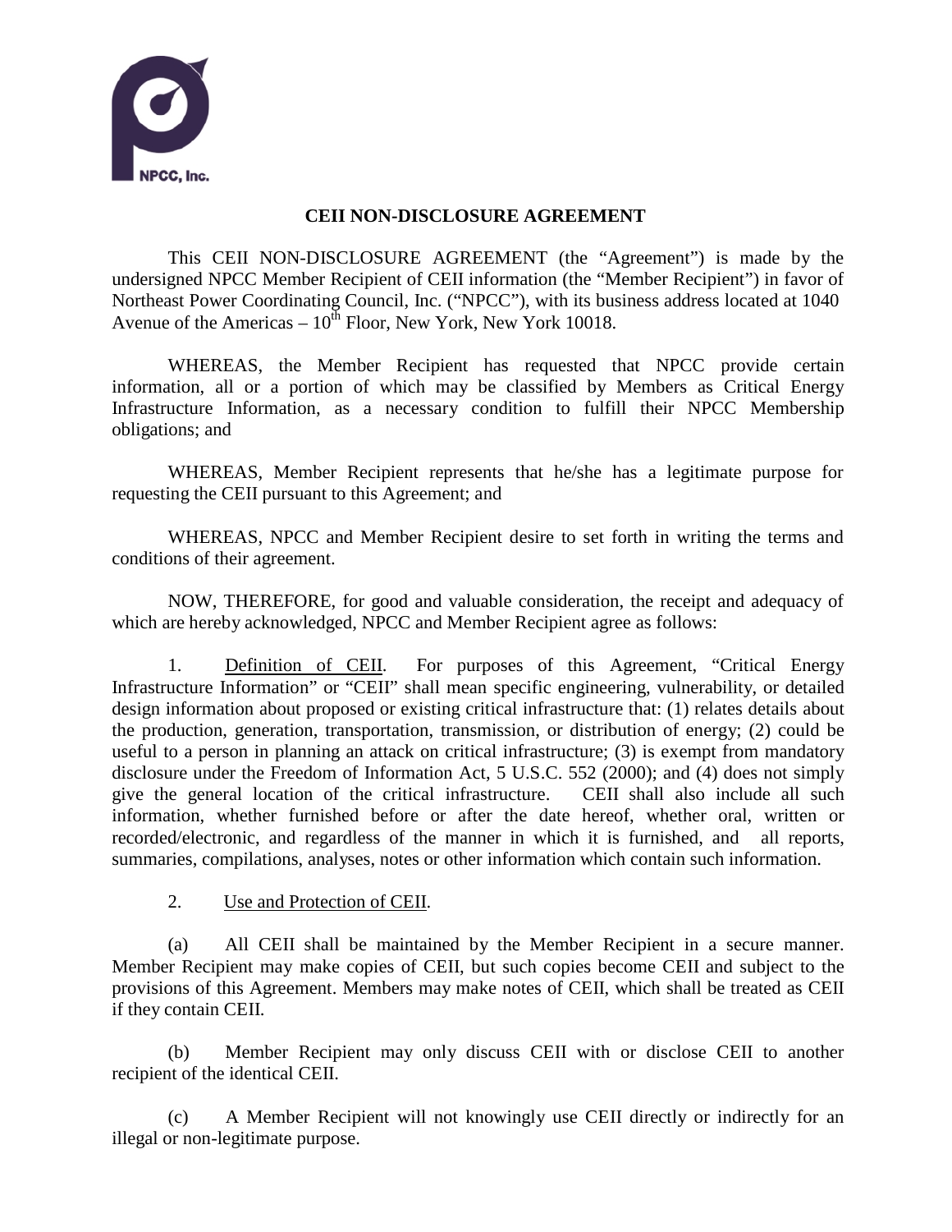NPCC, Inc.

# CEII NON-DISCLOSURE AGREEMENT

This CEII NON-DISCLOSURE AGREEMENT (the "Agreement") is made by the undersigned NPCC Member Recipient of CEII information (the "Member Recipient") in favor of Northeast Power Coordinating Council, Inc. ("NPCC"), with its business address located at 1040 Avenue of the Americas – 10th Floor, New York, New York 10018.

WHEREAS, the Member Recipient has requested that NPCC provide certain information, all or a portion of which may be classified by Members as Critical Energy Infrastructure Information, as a necessary condition to fulfill their NPCC Membership obligations; and

WHEREAS, Member Recipient represents that he/she has a legitimate purpose for requesting the CEII pursuant to this Agreement; and

WHEREAS, NPCC and Member Recipient desire to set forth in writing the terms and conditions of their agreement.

NOW, THEREFORE, for good and valuable consideration, the receipt and adequacy of which are hereby acknowledged, NPCC and Member Recipient agree as follows:

1. Definition of CEII. For purposes of this Agreement, "Critical Energy Infrastructure Information" or "CEII" shall mean specific engineering, vulnerability, or detailed design information about proposed or existing critical infrastructure that: (1) relates details about the production, generation, transportation, transmission, or distribution of energy; (2) could be useful to a person in planning an attack on critical infrastructure; (3) is exempt from mandatory disclosure under the Freedom of Information Act, 5 U.S.C. 552 (2000); and (4) does not simply give the general location of the critical infrastructure. CEII shall also include all such information, whether furnished before or after the date hereof, whether oral, written or recorded/electronic, and regardless of the manner in which it is furnished, and all reports, summaries, compilations, analyses, notes or other information which contain such information.

2. Use and Protection of CEII.

(a) All CEII shall be maintained by the Member Recipient in a secure manner. Member Recipient may make copies of CEII, but such copies become CEII and subject to the provisions of this Agreement. Members may make notes of CEII, which shall be treated as CEII if they contain CEII.

(b) Member Recipient may only discuss CEII with or disclose CEII to another recipient of the identical CEII.

(c) A Member Recipient will not knowingly use CEII directly or indirectly for an illegal or non-legitimate purpose.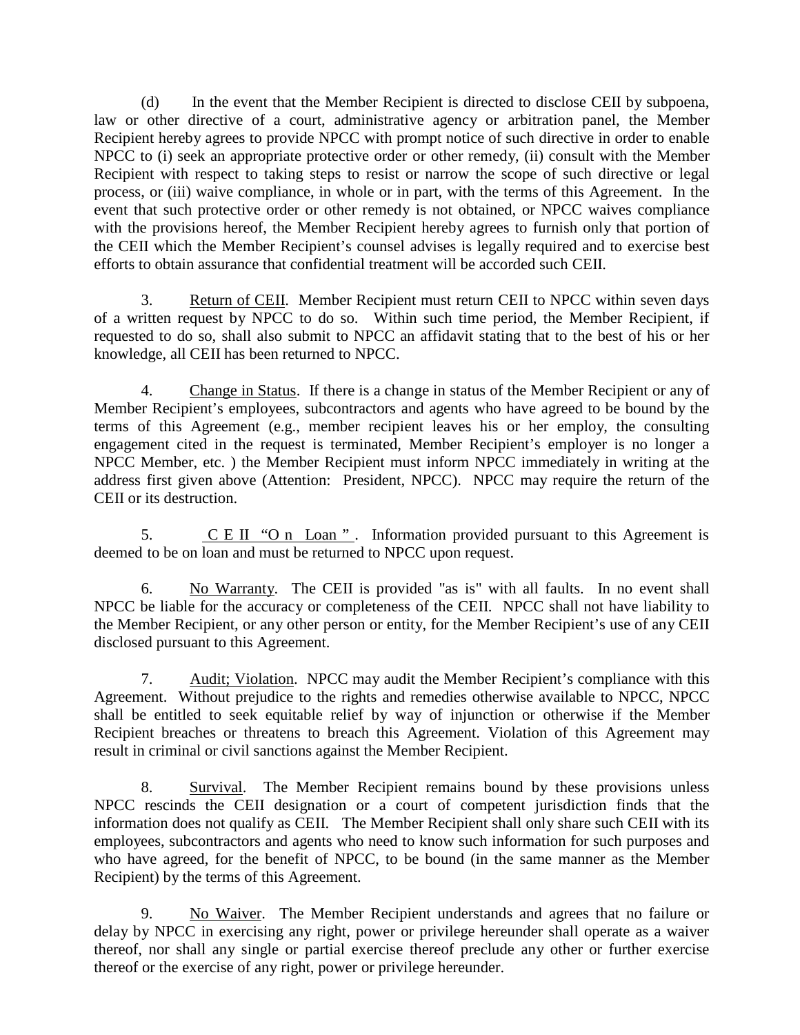(d) In the event that the Member Recipient is directed to disclose CEII by subpoena, law or other directive of a court, administrative agency or arbitration panel, the Member Recipient hereby agrees to provide NPCC with prompt notice of such directive in order to enable NPCC to (i) seek an appropriate protective order or other remedy, (ii) consult with the Member Recipient with respect to taking steps to resist or narrow the scope of such directive or legal process, or (iii) waive compliance, in whole or in part, with the terms of this Agreement. In the event that such protective order or other remedy is not obtained, or NPCC waives compliance with the provisions hereof, the Member Recipient hereby agrees to furnish only that portion of the CEII which the Member Recipient's counsel advises is legally required and to exercise best efforts to obtain assurance that confidential treatment will be accorded such CEII.

3. Return of CEII. Member Recipient must return CEII to NPCC within seven days of a written request by NPCC to do so. Within such time period, the Member Recipient, if requested to do so, shall also submit to NPCC an affidavit stating that to the best of his or her knowledge, all CEII has been returned to NPCC.

4. Change in Status. If there is a change in status of the Member Recipient or any of Member Recipient's employees, subcontractors and agents who have agreed to be bound by the terms of this Agreement (e.g., member recipient leaves his or her employ, the consulting engagement cited in the request is terminated, Member Recipient's employer is no longer a NPCC Member, etc. ) the Member Recipient must inform NPCC immediately in writing at the address first given above (Attention: President, NPCC). NPCC may require the return of the CEII or its destruction.

5. CEII "On Loan". Information provided pursuant to this Agreement is deemed to be on loan and must be returned to NPCC upon request.

6. No Warranty. The CEII is provided "as is" with all faults. In no event shall NPCC be liable for the accuracy or completeness of the CEII. NPCC shall not have liability to the Member Recipient, or any other person or entity, for the Member Recipient's use of any CEII disclosed pursuant to this Agreement.

7. Audit; Violation. NPCC may audit the Member Recipient's compliance with this Agreement. Without prejudice to the rights and remedies otherwise available to NPCC, NPCC shall be entitled to seek equitable relief by way of injunction or otherwise if the Member Recipient breaches or threatens to breach this Agreement. Violation of this Agreement may result in criminal or civil sanctions against the Member Recipient.

8. Survival. The Member Recipient remains bound by these provisions unless NPCC rescinds the CEII designation or a court of competent jurisdiction finds that the information does not qualify as CEII. The Member Recipient shall only share such CEII with its employees, subcontractors and agents who need to know such information for such purposes and who have agreed, for the benefit of NPCC, to be bound (in the same manner as the Member Recipient) by the terms of this Agreement.

9. No Waiver. The Member Recipient understands and agrees that no failure or delay by NPCC in exercising any right, power or privilege hereunder shall operate as a waiver thereof, nor shall any single or partial exercise thereof preclude any other or further exercise thereof or the exercise of any right, power or privilege hereunder.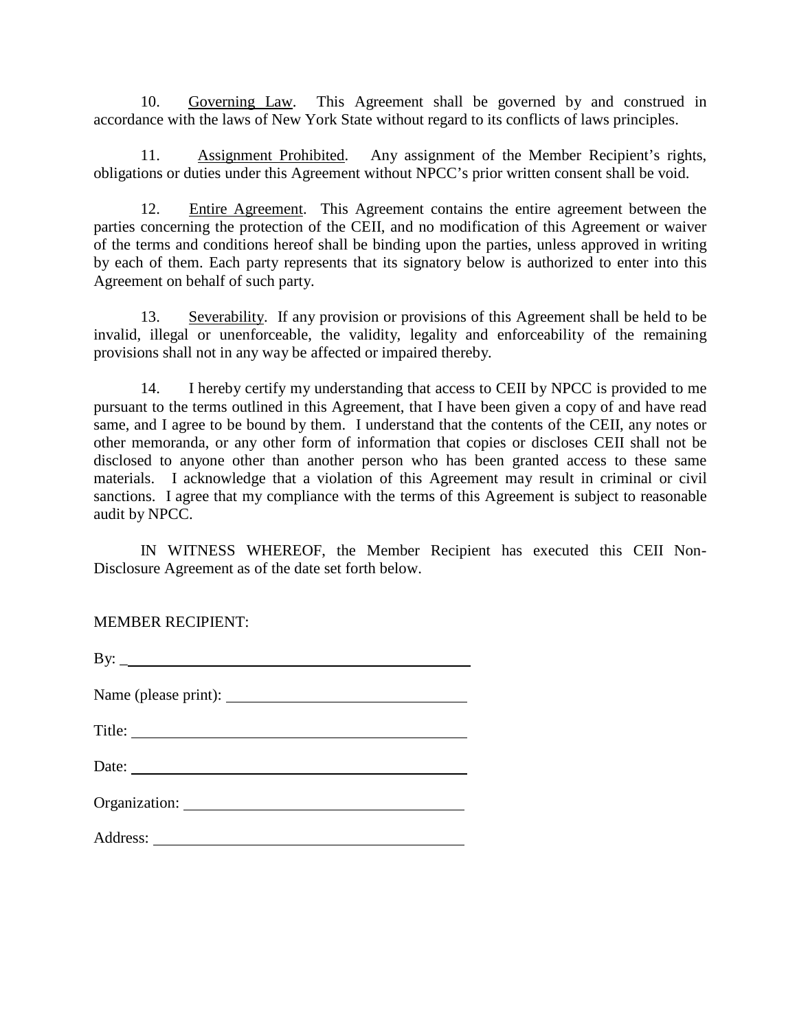10. Governing Law. This Agreement shall be governed by and construed in accordance with the laws of New York State without regard to its conflicts of laws principles.

11. Assignment Prohibited. Any assignment of the Member Recipient's rights, obligations or duties under this Agreement without NPCC's prior written consent shall be void.

12. Entire Agreement. This Agreement contains the entire agreement between the parties concerning the protection of the CEII, and no modification of this Agreement or waiver of the terms and conditions hereof shall be binding upon the parties, unless approved in writing by each of them. Each party represents that its signatory below is authorized to enter into this Agreement on behalf of such party.

13. Severability. If any provision or provisions of this Agreement shall be held to be invalid, illegal or unenforceable, the validity, legality and enforceability of the remaining provisions shall not in any way be affected or impaired thereby.

14. I hereby certify my understanding that access to CEII by NPCC is provided to me pursuant to the terms outlined in this Agreement, that I have been given a copy of and have read same, and I agree to be bound by them. I understand that the contents of the CEII, any notes or other memoranda, or any other form of information that copies or discloses CEII shall not be disclosed to anyone other than another person who has been granted access to these same materials. I acknowledge that a violation of this Agreement may result in criminal or civil sanctions. I agree that my compliance with the terms of this Agreement is subject to reasonable audit by NPCC.

IN WITNESS WHEREOF, the Member Recipient has executed this CEII Non-Disclosure Agreement as of the date set forth below.

MEMBER RECIPIENT:

By: ______________________________________________

Name (please print): ______________________________

Title: ____________________________________________

Date: ____________________________________________

Organization: _____________________________________

Address: _________________________________________